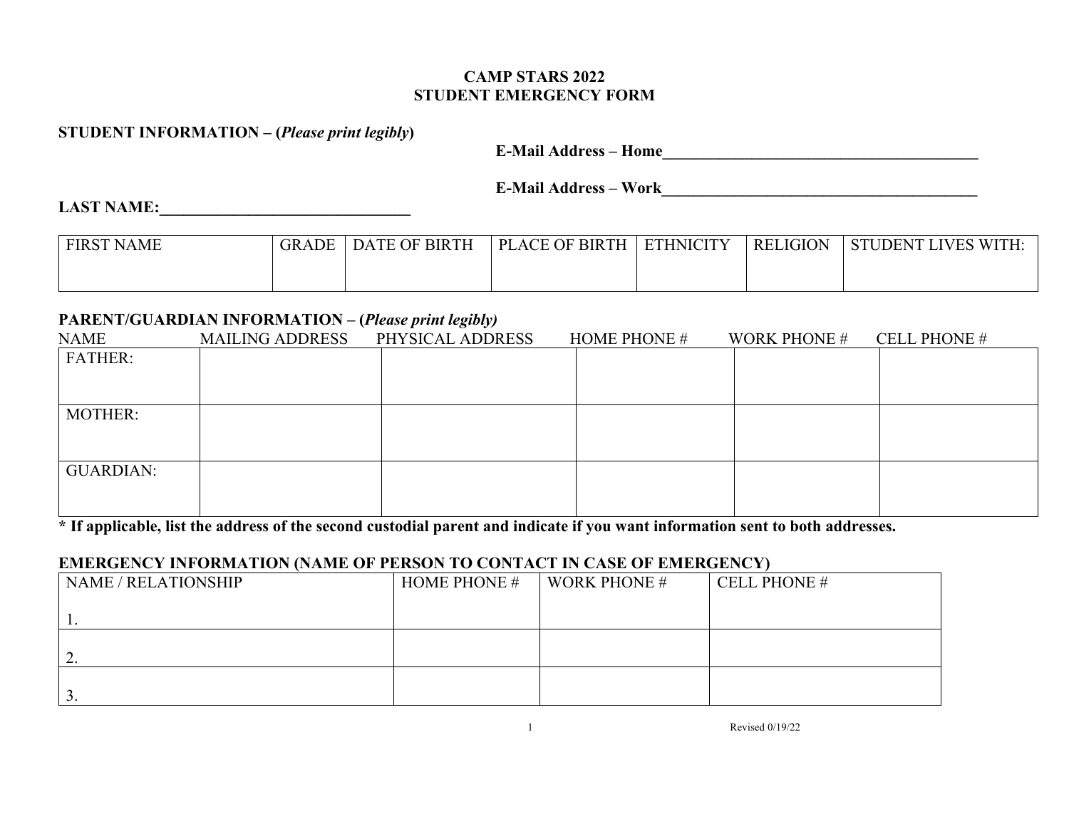# CAMP STARS 2022
# STUDENT EMERGENCY FORM

**STUDENT INFORMATION – (*Please print legibly*)**

**E-Mail Address – Home**__________________________________________

**E-Mail Address – Work**__________________________________________

**LAST NAME:**_______________________________

| FIRST NAME | GRADE | DATE OF BIRTH | PLACE OF BIRTH | ETHNICITY | RELIGION | STUDENT LIVES WITH: |
|---|---|---|---|---|---|---|
| | | | | | | |

**PARENT/GUARDIAN INFORMATION – (*Please print legibly)***

| NAME | MAILING ADDRESS | PHYSICAL ADDRESS | HOME PHONE # | WORK PHONE # | CELL PHONE # |
|---|---|---|---|---|---|
| FATHER: | | | | | |
| MOTHER: | | | | | |
| GUARDIAN: | | | | | |

**\* If applicable, list the address of the second custodial parent and indicate if you want information sent to both addresses.**

**EMERGENCY INFORMATION (NAME OF PERSON TO CONTACT IN CASE OF EMERGENCY)**

| NAME / RELATIONSHIP | HOME PHONE # | WORK PHONE # | CELL PHONE # |
|---|---|---|---|
| 1. | | | |
| 2. | | | |
| 3. | | | |

Revised 0/19/22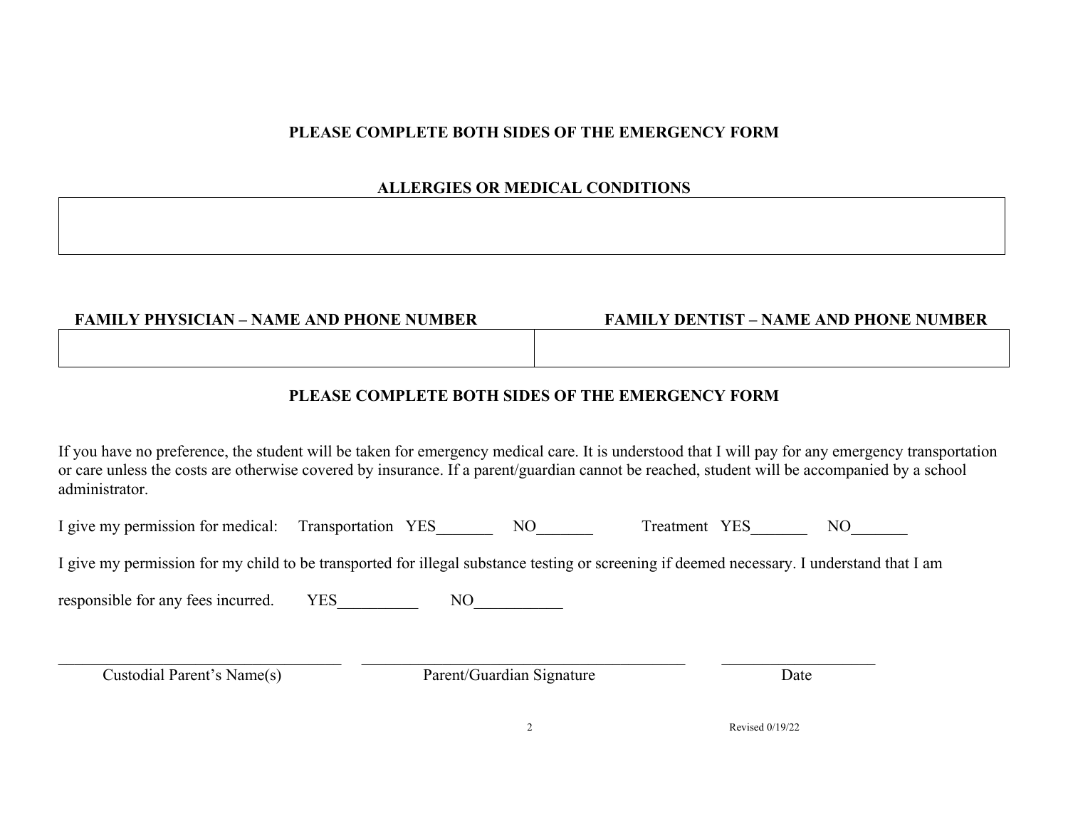**PLEASE COMPLETE BOTH SIDES OF THE EMERGENCY FORM**

**ALLERGIES OR MEDICAL CONDITIONS**

| |
|---|
| |

| FAMILY PHYSICIAN – NAME AND PHONE NUMBER | FAMILY DENTIST – NAME AND PHONE NUMBER |
|---|---|
| | |

**PLEASE COMPLETE BOTH SIDES OF THE EMERGENCY FORM**

If you have no preference, the student will be taken for emergency medical care. It is understood that I will pay for any emergency transportation or care unless the costs are otherwise covered by insurance. If a parent/guardian cannot be reached, student will be accompanied by a school administrator.

I give my permission for medical: Transportation YES_______ NO_______ Treatment YES_______ NO_______

I give my permission for my child to be transported for illegal substance testing or screening if deemed necessary. I understand that I am responsible for any fees incurred. YES__________ NO___________

___________________________________ ________________________________________ ____________________

Custodial Parent's Name(s) Parent/Guardian Signature Date

Revised 0/19/22